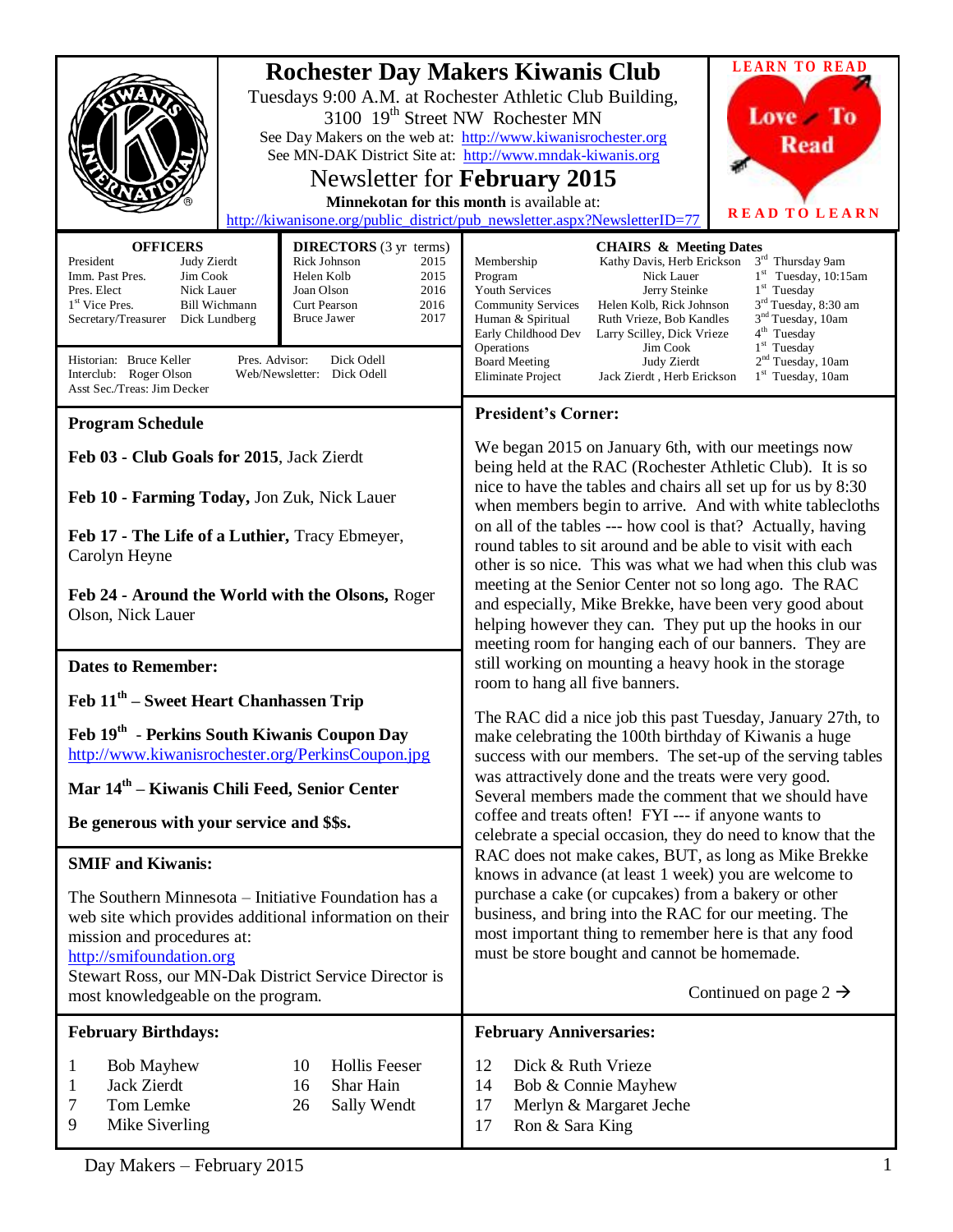# Rochester Day Makers Kiwanis Club

Tuesdays 9:00 A.M. at Rochester Athletic Club Building, 3100 19th Street NW Rochester MN

See Day Makers on the web at: http://www.kiwanisrochester.org

See MN-DAK District Site at: http://www.mndak-kiwanis.org

## Newsletter for **February 2015**

**Minnekotan for this month** is available at: http://kiwanisone.org/public_district/pub_newsletter.aspx?NewsletterID=77

LEARN TO READ — Love To Read — READ TO LEARN

| OFFICERS | |
|---|---|
| President | Judy Zierdt |
| Imm. Past Pres. | Jim Cook |
| Pres. Elect | Nick Lauer |
| 1st Vice Pres. | Bill Wichmann |
| Secretary/Treasurer | Dick Lundberg |

| DIRECTORS (3 yr terms) | |
|---|---|
| Rick Johnson | 2015 |
| Helen Kolb | 2015 |
| Joan Olson | 2016 |
| Curt Pearson | 2016 |
| Bruce Jawer | 2017 |

Historian: Bruce Keller
Interclub: Roger Olson
Asst Sec./Treas: Jim Decker
Pres. Advisor: Dick Odell
Web/Newsletter: Dick Odell

| CHAIRS & Meeting Dates | | |
|---|---|---|
| Membership | Kathy Davis, Herb Erickson | 3rd Thursday 9am |
| Program | Nick Lauer | 1st Tuesday, 10:15am |
| Youth Services | Jerry Steinke | 1st Tuesday |
| Community Services | Helen Kolb, Rick Johnson | 3rd Tuesday, 8:30 am |
| Human & Spiritual | Ruth Vrieze, Bob Kandles | 3rd Tuesday, 10am |
| Early Childhood Dev | Larry Scilley, Dick Vrieze | 4th Tuesday |
| Operations | Jim Cook | 1st Tuesday |
| Board Meeting | Judy Zierdt | 2nd Tuesday, 10am |
| Eliminate Project | Jack Zierdt , Herb Erickson | 1st Tuesday, 10am |

### Program Schedule

**Feb 03 - Club Goals for 2015**, Jack Zierdt

**Feb 10 - Farming Today,** Jon Zuk, Nick Lauer

**Feb 17 - The Life of a Luthier,** Tracy Ebmeyer, Carolyn Heyne

**Feb 24 - Around the World with the Olsons,** Roger Olson, Nick Lauer

### Dates to Remember:

**Feb 11th – Sweet Heart Chanhassen Trip**

**Feb 19th - Perkins South Kiwanis Coupon Day**
http://www.kiwanisrochester.org/PerkinsCoupon.jpg

**Mar 14th – Kiwanis Chili Feed, Senior Center**

**Be generous with your service and $$s.**

### SMIF and Kiwanis:

The Southern Minnesota – Initiative Foundation has a web site which provides additional information on their mission and procedures at: http://smifoundation.org
Stewart Ross, our MN-Dak District Service Director is most knowledgeable on the program.

### President's Corner:

We began 2015 on January 6th, with our meetings now being held at the RAC (Rochester Athletic Club). It is so nice to have the tables and chairs all set up for us by 8:30 when members begin to arrive. And with white tablecloths on all of the tables --- how cool is that? Actually, having round tables to sit around and be able to visit with each other is so nice. This was what we had when this club was meeting at the Senior Center not so long ago. The RAC and especially, Mike Brekke, have been very good about helping however they can. They put up the hooks in our meeting room for hanging each of our banners. They are still working on mounting a heavy hook in the storage room to hang all five banners.

The RAC did a nice job this past Tuesday, January 27th, to make celebrating the 100th birthday of Kiwanis a huge success with our members. The set-up of the serving tables was attractively done and the treats were very good. Several members made the comment that we should have coffee and treats often! FYI --- if anyone wants to celebrate a special occasion, they do need to know that the RAC does not make cakes, BUT, as long as Mike Brekke knows in advance (at least 1 week) you are welcome to purchase a cake (or cupcakes) from a bakery or other business, and bring into the RAC for our meeting. The most important thing to remember here is that any food must be store bought and cannot be homemade.

Continued on page 2 →

### February Birthdays:

| | |
|---|---|
| 1 | Bob Mayhew |
| 1 | Jack Zierdt |
| 7 | Tom Lemke |
| 9 | Mike Siverling |
| 10 | Hollis Feeser |
| 16 | Shar Hain |
| 26 | Sally Wendt |

### February Anniversaries:

| | |
|---|---|
| 12 | Dick & Ruth Vrieze |
| 14 | Bob & Connie Mayhew |
| 17 | Merlyn & Margaret Jeche |
| 17 | Ron & Sara King |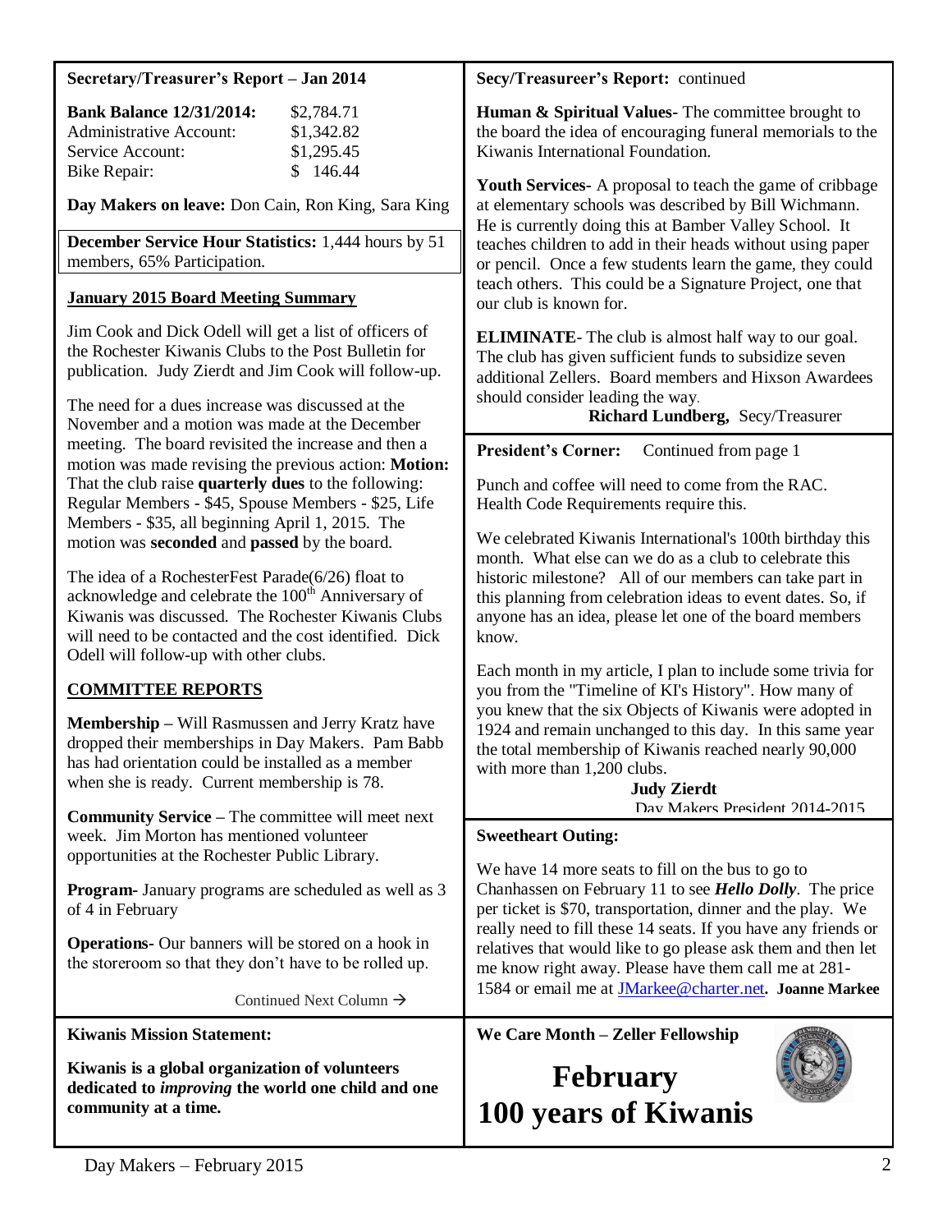**Secretary/Treasurer's Report – Jan 2014**

| | |
|---|---|
| **Bank Balance 12/31/2014:** | $2,784.71 |
| Administrative Account: | $1,342.82 |
| Service Account: | $1,295.45 |
| Bike Repair: | $ 146.44 |

**Day Makers on leave:** Don Cain, Ron King, Sara King

**December Service Hour Statistics:** 1,444 hours by 51 members, 65% Participation.

## January 2015 Board Meeting Summary

Jim Cook and Dick Odell will get a list of officers of the Rochester Kiwanis Clubs to the Post Bulletin for publication. Judy Zierdt and Jim Cook will follow-up.

The need for a dues increase was discussed at the November and a motion was made at the December meeting. The board revisited the increase and then a motion was made revising the previous action: **Motion:** That the club raise **quarterly dues** to the following: Regular Members - $45, Spouse Members - $25, Life Members - $35, all beginning April 1, 2015. The motion was **seconded** and **passed** by the board.

The idea of a RochesterFest Parade(6/26) float to acknowledge and celebrate the 100th Anniversary of Kiwanis was discussed. The Rochester Kiwanis Clubs will need to be contacted and the cost identified. Dick Odell will follow-up with other clubs.

## COMMITTEE REPORTS

**Membership –** Will Rasmussen and Jerry Kratz have dropped their memberships in Day Makers. Pam Babb has had orientation could be installed as a member when she is ready. Current membership is 78.

**Community Service –** The committee will meet next week. Jim Morton has mentioned volunteer opportunities at the Rochester Public Library.

**Program**- January programs are scheduled as well as 3 of 4 in February

**Operations**- Our banners will be stored on a hook in the storeroom so that they don't have to be rolled up.

Continued Next Column →

**Secy/Treasureer's Report:** continued

**Human & Spiritual Values**- The committee brought to the board the idea of encouraging funeral memorials to the Kiwanis International Foundation.

**Youth Services**- A proposal to teach the game of cribbage at elementary schools was described by Bill Wichmann. He is currently doing this at Bamber Valley School. It teaches children to add in their heads without using paper or pencil. Once a few students learn the game, they could teach others. This could be a Signature Project, one that our club is known for.

**ELIMINATE**- The club is almost half way to our goal. The club has given sufficient funds to subsidize seven additional Zellers. Board members and Hixson Awardees should consider leading the way.

**Richard Lundberg,** Secy/Treasurer

**President's Corner:** Continued from page 1

Punch and coffee will need to come from the RAC. Health Code Requirements require this.

We celebrated Kiwanis International's 100th birthday this month. What else can we do as a club to celebrate this historic milestone? All of our members can take part in this planning from celebration ideas to event dates. So, if anyone has an idea, please let one of the board members know.

Each month in my article, I plan to include some trivia for you from the "Timeline of KI's History". How many of you knew that the six Objects of Kiwanis were adopted in 1924 and remain unchanged to this day. In this same year the total membership of Kiwanis reached nearly 90,000 with more than 1,200 clubs.

**Judy Zierdt**
Day Makers President 2014-2015

**Sweetheart Outing:**

We have 14 more seats to fill on the bus to go to Chanhassen on February 11 to see ***Hello Dolly***. The price per ticket is $70, transportation, dinner and the play. We really need to fill these 14 seats. If you have any friends or relatives that would like to go please ask them and then let me know right away. Please have them call me at 281-1584 or email me at JMarkee@charter.net**.** **Joanne Markee**

**Kiwanis Mission Statement:**

**Kiwanis is a global organization of volunteers dedicated to *improving* the world one child and one community at a time.**

**We Care Month – Zeller Fellowship**

# February
# 100 years of Kiwanis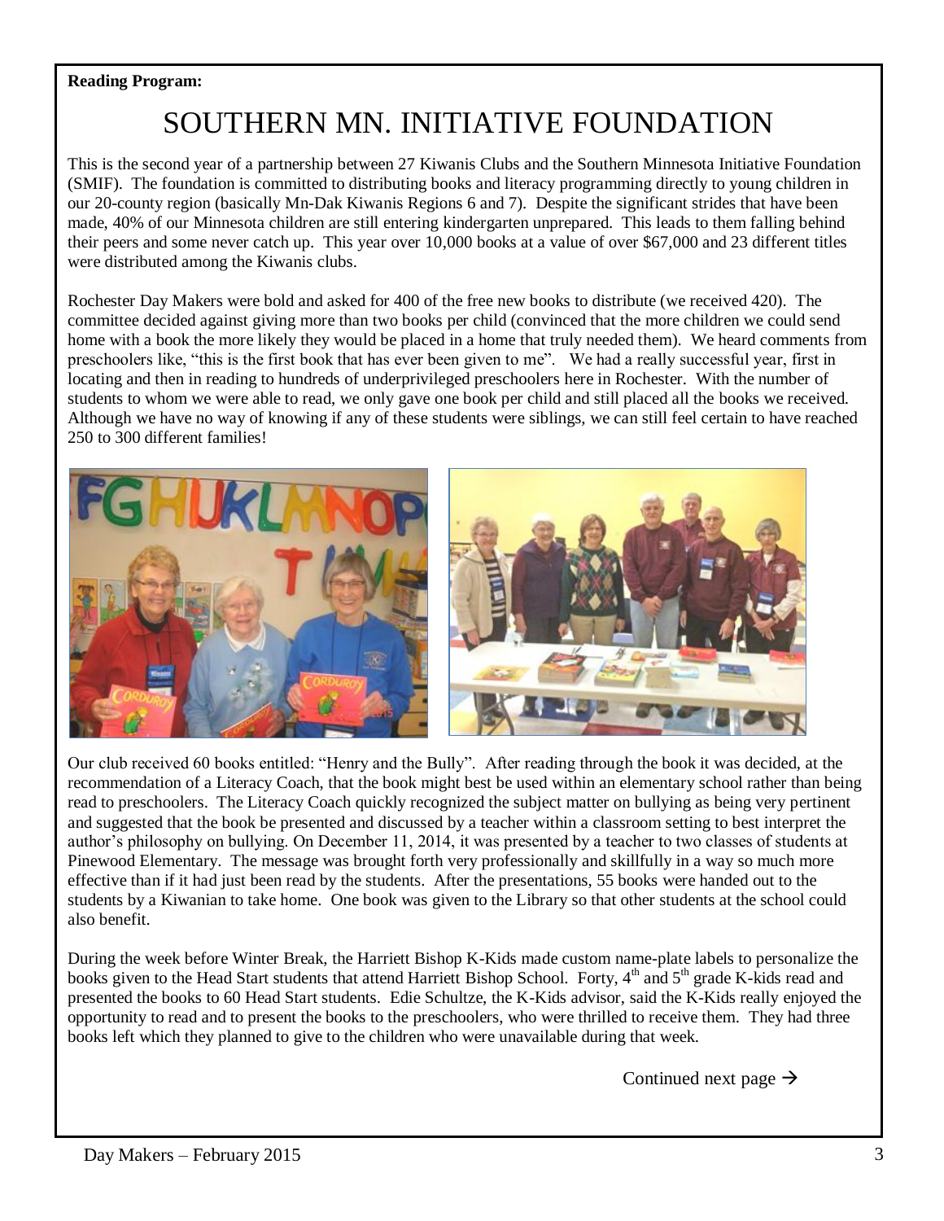**Reading Program:**

# SOUTHERN MN. INITIATIVE FOUNDATION

This is the second year of a partnership between 27 Kiwanis Clubs and the Southern Minnesota Initiative Foundation (SMIF). The foundation is committed to distributing books and literacy programming directly to young children in our 20-county region (basically Mn-Dak Kiwanis Regions 6 and 7). Despite the significant strides that have been made, 40% of our Minnesota children are still entering kindergarten unprepared. This leads to them falling behind their peers and some never catch up. This year over 10,000 books at a value of over $67,000 and 23 different titles were distributed among the Kiwanis clubs.

Rochester Day Makers were bold and asked for 400 of the free new books to distribute (we received 420). The committee decided against giving more than two books per child (convinced that the more children we could send home with a book the more likely they would be placed in a home that truly needed them). We heard comments from preschoolers like, "this is the first book that has ever been given to me". We had a really successful year, first in locating and then in reading to hundreds of underprivileged preschoolers here in Rochester. With the number of students to whom we were able to read, we only gave one book per child and still placed all the books we received. Although we have no way of knowing if any of these students were siblings, we can still feel certain to have reached 250 to 300 different families!

Our club received 60 books entitled: "Henry and the Bully". After reading through the book it was decided, at the recommendation of a Literacy Coach, that the book might best be used within an elementary school rather than being read to preschoolers. The Literacy Coach quickly recognized the subject matter on bullying as being very pertinent and suggested that the book be presented and discussed by a teacher within a classroom setting to best interpret the author's philosophy on bullying. On December 11, 2014, it was presented by a teacher to two classes of students at Pinewood Elementary. The message was brought forth very professionally and skillfully in a way so much more effective than if it had just been read by the students. After the presentations, 55 books were handed out to the students by a Kiwanian to take home. One book was given to the Library so that other students at the school could also benefit.

During the week before Winter Break, the Harriett Bishop K-Kids made custom name-plate labels to personalize the books given to the Head Start students that attend Harriett Bishop School. Forty, 4th and 5th grade K-kids read and presented the books to 60 Head Start students. Edie Schultze, the K-Kids advisor, said the K-Kids really enjoyed the opportunity to read and to present the books to the preschoolers, who were thrilled to receive them. They had three books left which they planned to give to the children who were unavailable during that week.

Continued next page →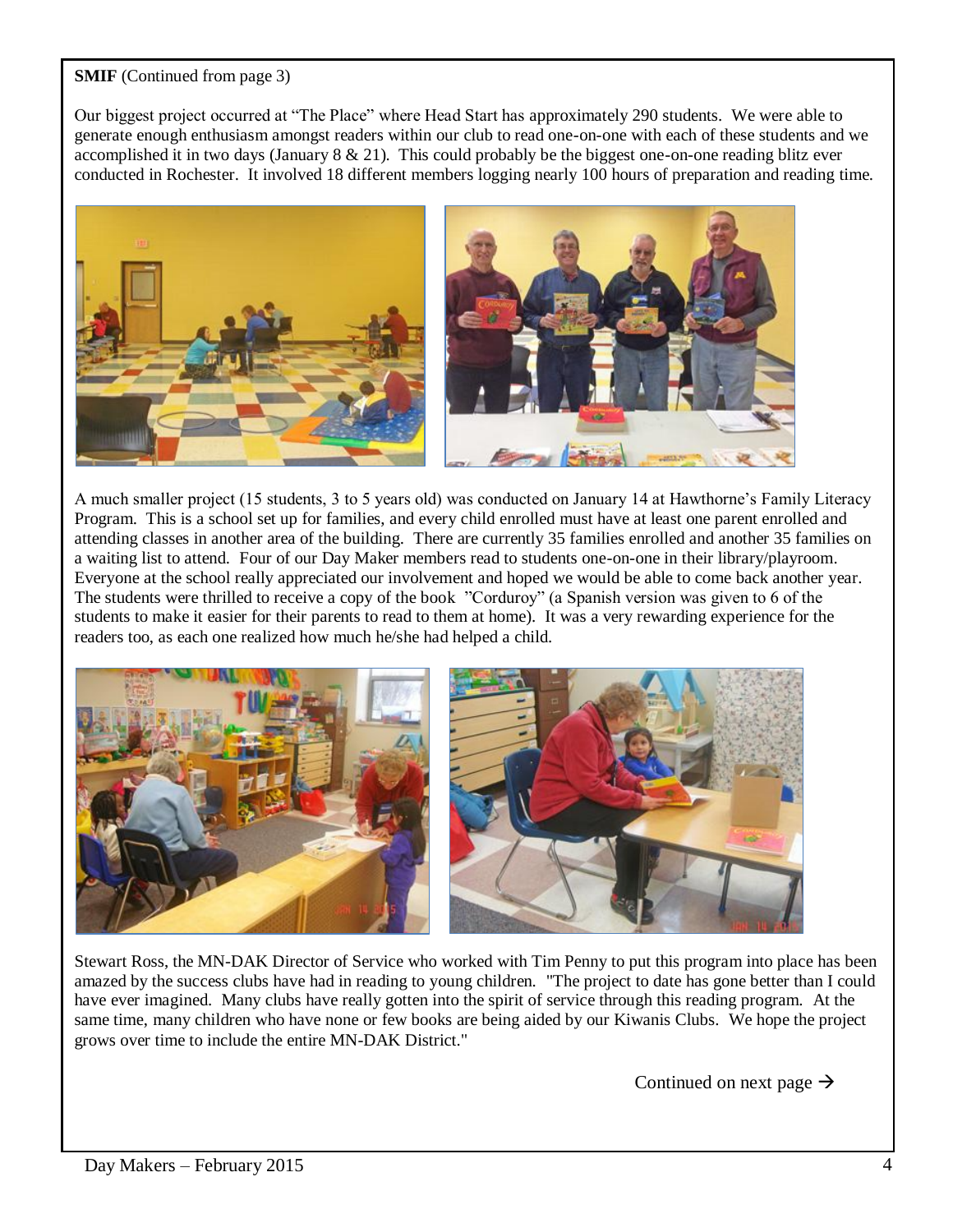**SMIF** (Continued from page 3)

Our biggest project occurred at "The Place" where Head Start has approximately 290 students. We were able to generate enough enthusiasm amongst readers within our club to read one-on-one with each of these students and we accomplished it in two days (January 8 & 21). This could probably be the biggest one-on-one reading blitz ever conducted in Rochester. It involved 18 different members logging nearly 100 hours of preparation and reading time.

A much smaller project (15 students, 3 to 5 years old) was conducted on January 14 at Hawthorne's Family Literacy Program. This is a school set up for families, and every child enrolled must have at least one parent enrolled and attending classes in another area of the building. There are currently 35 families enrolled and another 35 families on a waiting list to attend. Four of our Day Maker members read to students one-on-one in their library/playroom. Everyone at the school really appreciated our involvement and hoped we would be able to come back another year. The students were thrilled to receive a copy of the book "Corduroy" (a Spanish version was given to 6 of the students to make it easier for their parents to read to them at home). It was a very rewarding experience for the readers too, as each one realized how much he/she had helped a child.

Stewart Ross, the MN-DAK Director of Service who worked with Tim Penny to put this program into place has been amazed by the success clubs have had in reading to young children. "The project to date has gone better than I could have ever imagined. Many clubs have really gotten into the spirit of service through this reading program. At the same time, many children who have none or few books are being aided by our Kiwanis Clubs. We hope the project grows over time to include the entire MN-DAK District."

Continued on next page →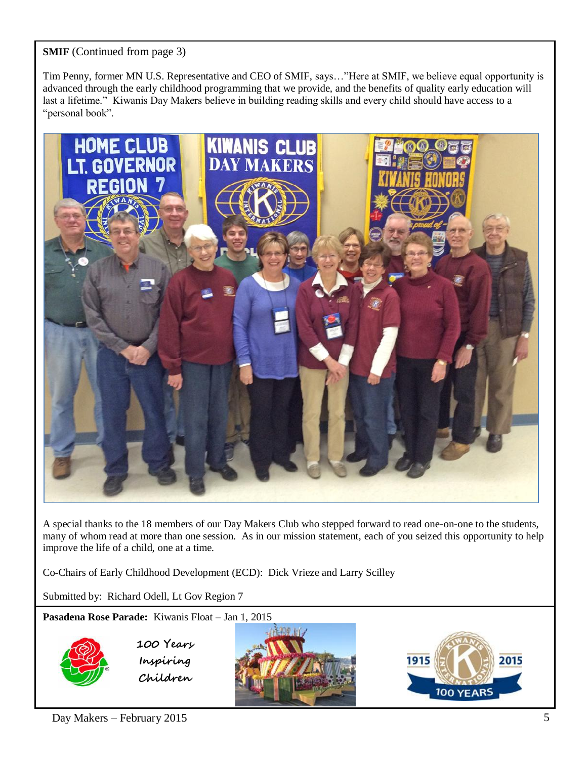**SMIF** (Continued from page 3)

Tim Penny, former MN U.S. Representative and CEO of SMIF, says…"Here at SMIF, we believe equal opportunity is advanced through the early childhood programming that we provide, and the benefits of quality early education will last a lifetime." Kiwanis Day Makers believe in building reading skills and every child should have access to a "personal book".

A special thanks to the 18 members of our Day Makers Club who stepped forward to read one-on-one to the students, many of whom read at more than one session. As in our mission statement, each of you seized this opportunity to help improve the life of a child, one at a time.

Co-Chairs of Early Childhood Development (ECD): Dick Vrieze and Larry Scilley

Submitted by: Richard Odell, Lt Gov Region 7

**Pasadena Rose Parade:** Kiwanis Float – Jan 1, 2015

100 Years Inspiring Children